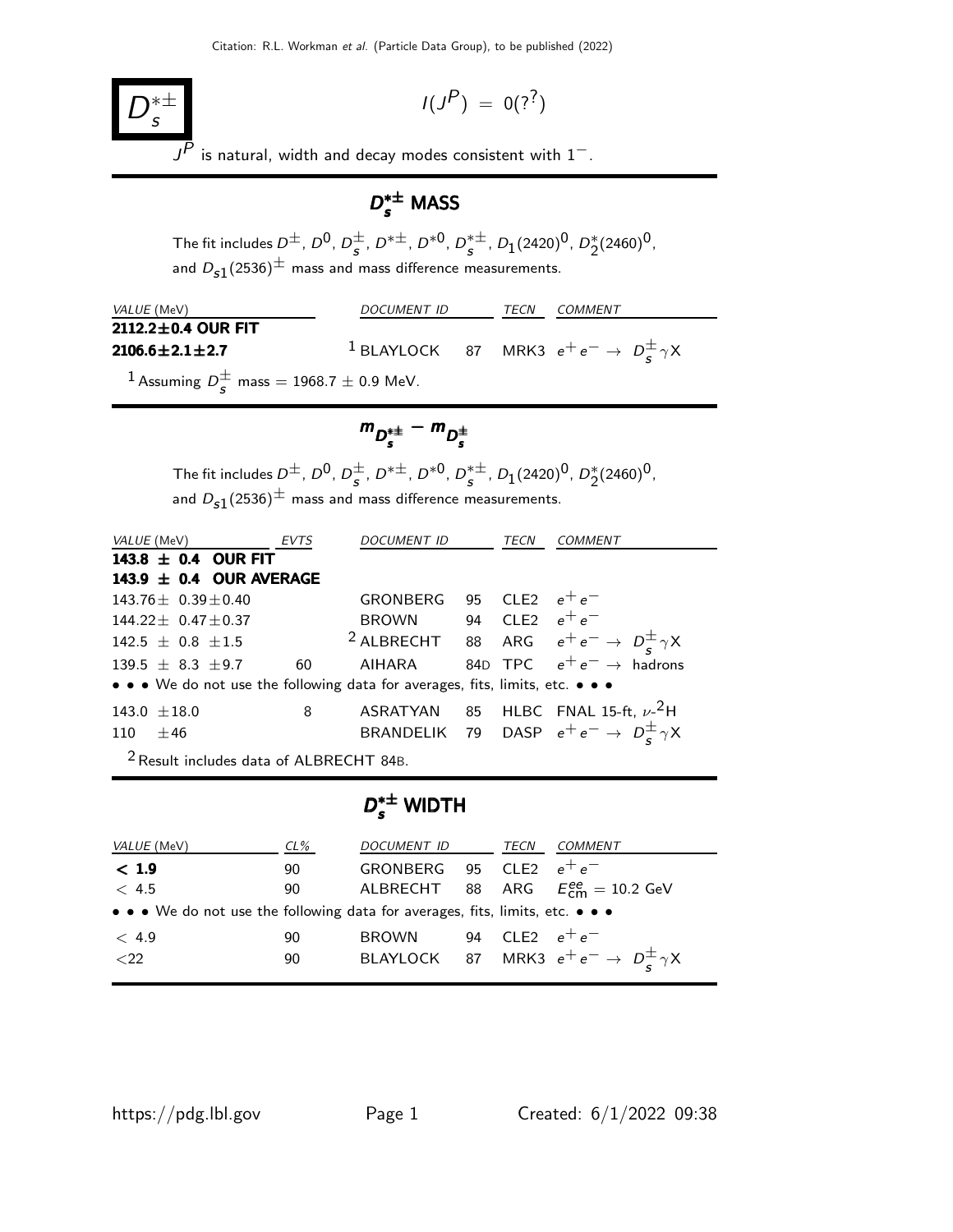# $D_s^{*\pm}$

$I(J^P) = 0(?^?)$

$J^P$ is natural, width and decay modes consistent with $1^-$.

## $D_s^{*\pm}$ MASS

The fit includes $D^\pm$, $D^0$, $D_s^\pm$, $D^{*\pm}$, $D^{*0}$, $D_s^{*\pm}$, $D_1(2420)^0$, $D_2^*(2460)^0$, and $D_{s1}(2536)^\pm$ mass and mass difference measurements.

| VALUE (MeV) | DOCUMENT ID | | TECN | COMMENT |
|---|---|---|---|---|
| **2112.2±0.4 OUR FIT** | | | | |
| **2106.6±2.1±2.7** | [1] BLAYLOCK | 87 | MRK3 | $e^+e^- \to D_s^\pm \gamma X$ |

[1] Assuming $D_s^\pm$ mass = 1968.7 ± 0.9 MeV.

## $m_{D_s^{*\pm}} - m_{D_s^\pm}$

The fit includes $D^\pm$, $D^0$, $D_s^\pm$, $D^{*\pm}$, $D^{*0}$, $D_s^{*\pm}$, $D_1(2420)^0$, $D_2^*(2460)^0$, and $D_{s1}(2536)^\pm$ mass and mass difference measurements.

| VALUE (MeV) | EVTS | DOCUMENT ID | | TECN | COMMENT |
|---|---|---|---|---|---|
| **143.8 ± 0.4 OUR FIT** | | | | | |
| **143.9 ± 0.4 OUR AVERAGE** | | | | | |
| 143.76± 0.39±0.40 | | GRONBERG | 95 | CLE2 | $e^+e^-$ |
| 144.22± 0.47±0.37 | | BROWN | 94 | CLE2 | $e^+e^-$ |
| 142.5 ± 0.8 ±1.5 | | [2] ALBRECHT | 88 | ARG | $e^+e^- \to D_s^\pm \gamma X$ |
| 139.5 ± 8.3 ±9.7 | 60 | AIHARA | 84D | TPC | $e^+e^- \to$ hadrons |
| • • • We do not use the following data for averages, fits, limits, etc. • • • | | | | | |
| 143.0 ±18.0 | 8 | ASRATYAN | 85 | HLBC | FNAL 15-ft, $\nu$-$^2$H |
| 110 ±46 | | BRANDELIK | 79 | DASP | $e^+e^- \to D_s^\pm \gamma X$ |

[2] Result includes data of ALBRECHT 84B.

## $D_s^{*\pm}$ WIDTH

| VALUE (MeV) | CL% | DOCUMENT ID | | TECN | COMMENT |
|---|---|---|---|---|---|
| **< 1.9** | 90 | GRONBERG | 95 | CLE2 | $e^+e^-$ |
| < 4.5 | 90 | ALBRECHT | 88 | ARG | $E_{\rm cm}^{ee}$ = 10.2 GeV |
| • • • We do not use the following data for averages, fits, limits, etc. • • • | | | | | |
| < 4.9 | 90 | BROWN | 94 | CLE2 | $e^+e^-$ |
| <22 | 90 | BLAYLOCK | 87 | MRK3 | $e^+e^- \to D_s^\pm \gamma X$ |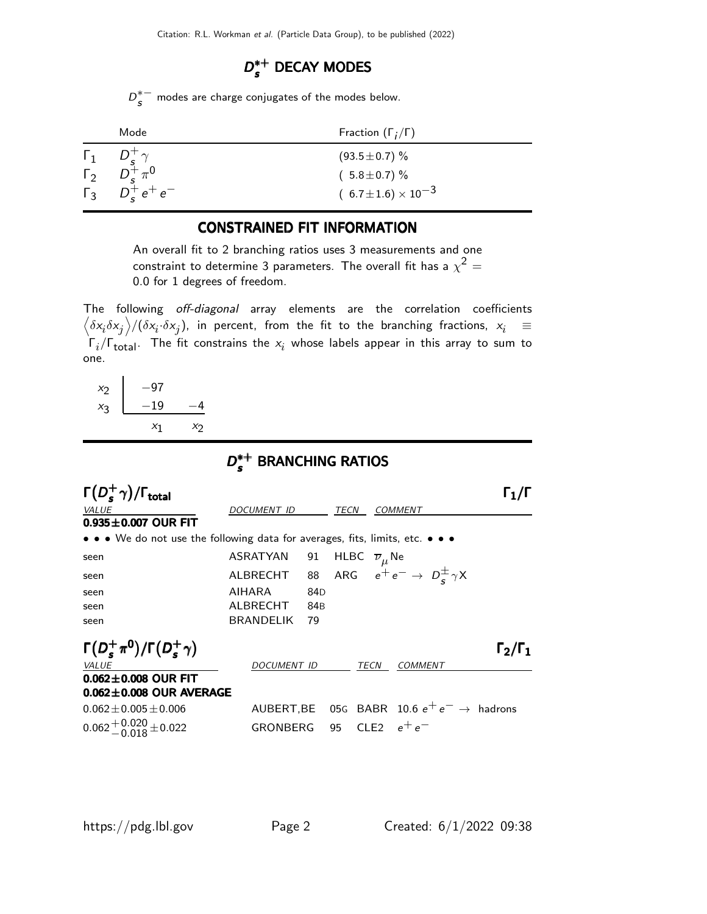## $D_s^{*+}$ DECAY MODES

$D_s^{*-}$ modes are charge conjugates of the modes below.

| | Mode | Fraction ($\Gamma_i/\Gamma$) |
|---|---|---|
| $\Gamma_1$ | $D_s^+ \gamma$ | $(93.5 \pm 0.7)$ % |
| $\Gamma_2$ | $D_s^+ \pi^0$ | $(5.8 \pm 0.7)$ % |
| $\Gamma_3$ | $D_s^+ e^+ e^-$ | $(6.7 \pm 1.6) \times 10^{-3}$ |

## CONSTRAINED FIT INFORMATION

An overall fit to 2 branching ratios uses 3 measurements and one constraint to determine 3 parameters. The overall fit has a $\chi^2 =$ 0.0 for 1 degrees of freedom.

The following *off-diagonal* array elements are the correlation coefficients $\langle \delta x_i \delta x_j \rangle / (\delta x_i \cdot \delta x_j)$, in percent, from the fit to the branching fractions, $x_i \equiv \Gamma_i/\Gamma_{\text{total}}$. The fit constrains the $x_i$ whose labels appear in this array to sum to one.

| | | |
|---|---|---|
| $x_2$ | −97 | |
| $x_3$ | −19 | −4 |
| | $x_1$ | $x_2$ |

## $D_s^{*+}$ BRANCHING RATIOS

### $\Gamma(D_s^+ \gamma)/\Gamma_{\text{total}}$ — $\Gamma_1/\Gamma$

| VALUE | DOCUMENT ID | | TECN | COMMENT |
|---|---|---|---|---|
| **0.935±0.007 OUR FIT** | | | | |
| • • • We do not use the following data for averages, fits, limits, etc. • • • | | | | |
| seen | ASRATYAN | 91 | HLBC | $\overline{\nu}_\mu$ Ne |
| seen | ALBRECHT | 88 | ARG | $e^+ e^- \rightarrow D_s^\pm \gamma X$ |
| seen | AIHARA | 84D | | |
| seen | ALBRECHT | 84B | | |
| seen | BRANDELIK | 79 | | |

### $\Gamma(D_s^+ \pi^0)/\Gamma(D_s^+ \gamma)$ — $\Gamma_2/\Gamma_1$

| VALUE | DOCUMENT ID | | TECN | COMMENT |
|---|---|---|---|---|
| **0.062±0.008 OUR FIT** | | | | |
| **0.062±0.008 OUR AVERAGE** | | | | |
| $0.062 \pm 0.005 \pm 0.006$ | AUBERT,BE | 05G | BABR | 10.6 $e^+ e^- \rightarrow$ hadrons |
| $0.062^{+0.020}_{-0.018} \pm 0.022$ | GRONBERG | 95 | CLE2 | $e^+ e^-$ |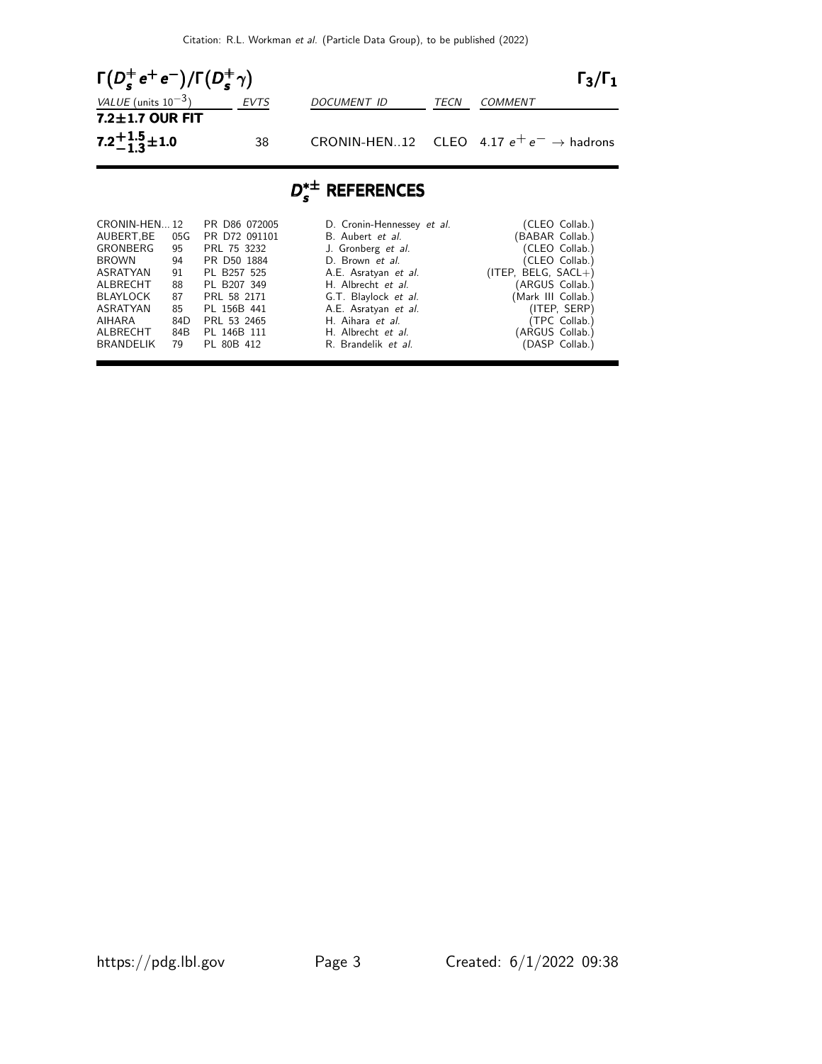## $\Gamma(D_s^+ e^+ e^-)/\Gamma(D_s^+ \gamma)$ $\Gamma_3/\Gamma_1$

| VALUE (units $10^{-3}$) | EVTS | DOCUMENT ID | TECN | COMMENT |
|---|---|---|---|---|
| **7.2±1.7 OUR FIT** | | | | |
| $\mathbf{7.2^{+1.5}_{-1.3}\pm1.0}$ | 38 | CRONIN-HEN..12 | CLEO | 4.17 $e^+e^- \to$ hadrons |

# $D_s^{*\pm}$ REFERENCES

| | | | | |
|---|---|---|---|---|
| CRONIN-HEN... | 12 | PR D86 072005 | D. Cronin-Hennessey *et al.* | (CLEO Collab.) |
| AUBERT,BE | 05G | PR D72 091101 | B. Aubert *et al.* | (BABAR Collab.) |
| GRONBERG | 95 | PRL 75 3232 | J. Gronberg *et al.* | (CLEO Collab.) |
| BROWN | 94 | PR D50 1884 | D. Brown *et al.* | (CLEO Collab.) |
| ASRATYAN | 91 | PL B257 525 | A.E. Asratyan *et al.* | (ITEP, BELG, SACL+) |
| ALBRECHT | 88 | PL B207 349 | H. Albrecht *et al.* | (ARGUS Collab.) |
| BLAYLOCK | 87 | PRL 58 2171 | G.T. Blaylock *et al.* | (Mark III Collab.) |
| ASRATYAN | 85 | PL 156B 441 | A.E. Asratyan *et al.* | (ITEP, SERP) |
| AIHARA | 84D | PRL 53 2465 | H. Aihara *et al.* | (TPC Collab.) |
| ALBRECHT | 84B | PL 146B 111 | H. Albrecht *et al.* | (ARGUS Collab.) |
| BRANDELIK | 79 | PL 80B 412 | R. Brandelik *et al.* | (DASP Collab.) |